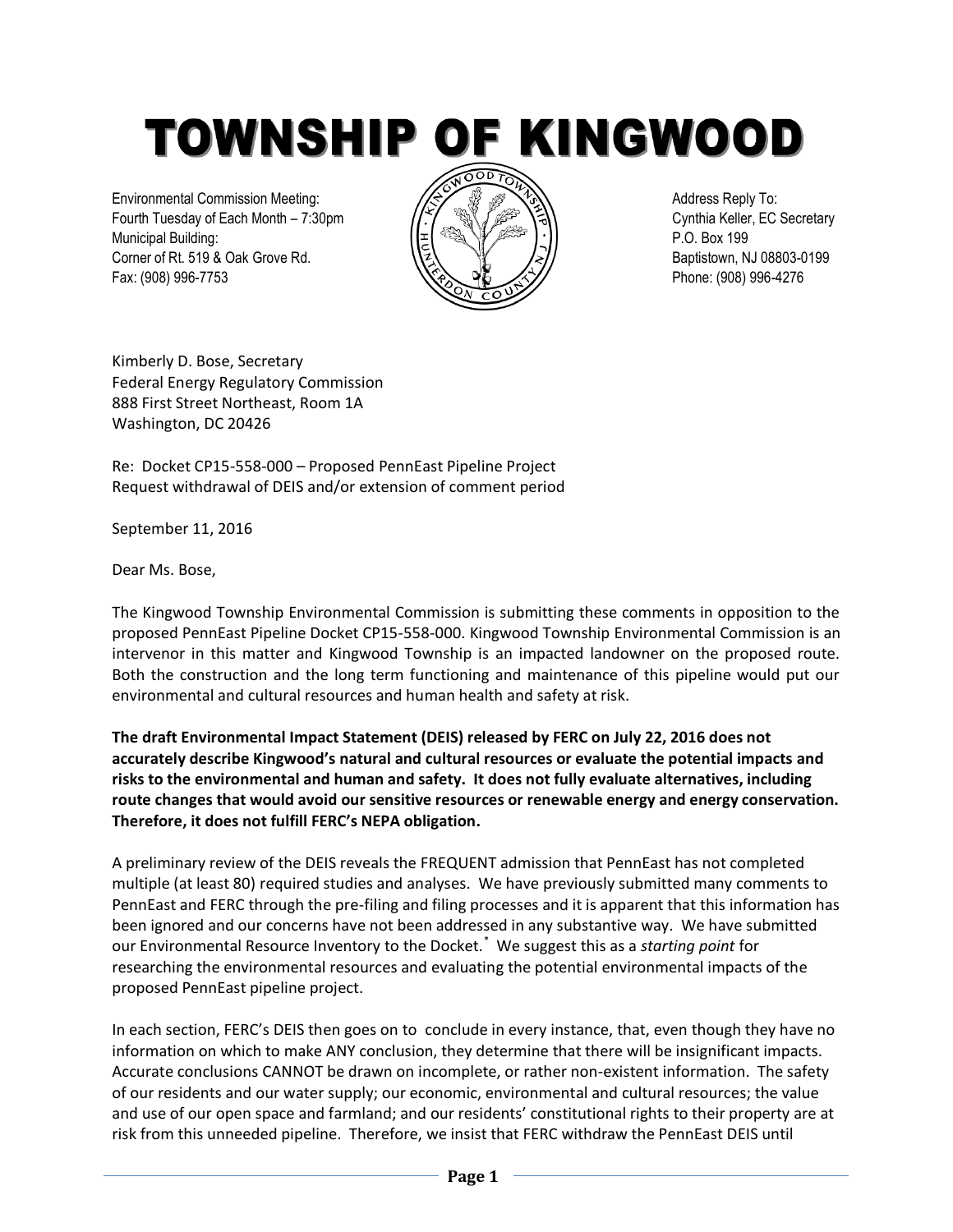# TOWNSHIP OF KINGWOOD

Environmental Commission Meeting:
Fourth Tuesday of Each Month – 7:30pm
Municipal Building:
Corner of Rt. 519 & Oak Grove Rd.
Fax: (908) 996-7753

Address Reply To:
Cynthia Keller, EC Secretary
P.O. Box 199
Baptistown, NJ 08803-0199
Phone: (908) 996-4276

Kimberly D. Bose, Secretary
Federal Energy Regulatory Commission
888 First Street Northeast, Room 1A
Washington, DC 20426

Re: Docket CP15-558-000 – Proposed PennEast Pipeline Project
Request withdrawal of DEIS and/or extension of comment period

September 11, 2016

Dear Ms. Bose,

The Kingwood Township Environmental Commission is submitting these comments in opposition to the proposed PennEast Pipeline Docket CP15-558-000. Kingwood Township Environmental Commission is an intervenor in this matter and Kingwood Township is an impacted landowner on the proposed route. Both the construction and the long term functioning and maintenance of this pipeline would put our environmental and cultural resources and human health and safety at risk.

**The draft Environmental Impact Statement (DEIS) released by FERC on July 22, 2016 does not accurately describe Kingwood's natural and cultural resources or evaluate the potential impacts and risks to the environmental and human and safety. It does not fully evaluate alternatives, including route changes that would avoid our sensitive resources or renewable energy and energy conservation. Therefore, it does not fulfill FERC's NEPA obligation.**

A preliminary review of the DEIS reveals the FREQUENT admission that PennEast has not completed multiple (at least 80) required studies and analyses. We have previously submitted many comments to PennEast and FERC through the pre-filing and filing processes and it is apparent that this information has been ignored and our concerns have not been addressed in any substantive way. We have submitted our Environmental Resource Inventory to the Docket.* We suggest this as a *starting point* for researching the environmental resources and evaluating the potential environmental impacts of the proposed PennEast pipeline project.

In each section, FERC's DEIS then goes on to conclude in every instance, that, even though they have no information on which to make ANY conclusion, they determine that there will be insignificant impacts. Accurate conclusions CANNOT be drawn on incomplete, or rather non-existent information. The safety of our residents and our water supply; our economic, environmental and cultural resources; the value and use of our open space and farmland; and our residents' constitutional rights to their property are at risk from this unneeded pipeline. Therefore, we insist that FERC withdraw the PennEast DEIS until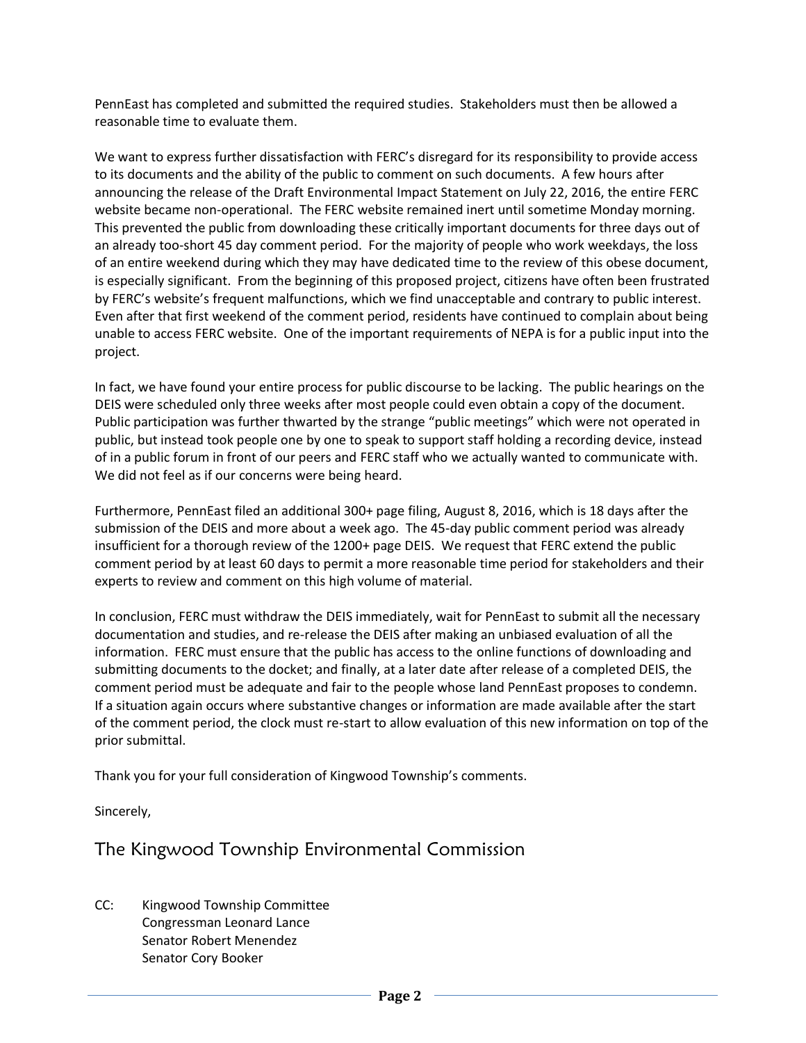PennEast has completed and submitted the required studies. Stakeholders must then be allowed a reasonable time to evaluate them.

We want to express further dissatisfaction with FERC's disregard for its responsibility to provide access to its documents and the ability of the public to comment on such documents. A few hours after announcing the release of the Draft Environmental Impact Statement on July 22, 2016, the entire FERC website became non-operational. The FERC website remained inert until sometime Monday morning. This prevented the public from downloading these critically important documents for three days out of an already too-short 45 day comment period. For the majority of people who work weekdays, the loss of an entire weekend during which they may have dedicated time to the review of this obese document, is especially significant. From the beginning of this proposed project, citizens have often been frustrated by FERC's website's frequent malfunctions, which we find unacceptable and contrary to public interest. Even after that first weekend of the comment period, residents have continued to complain about being unable to access FERC website. One of the important requirements of NEPA is for a public input into the project.

In fact, we have found your entire process for public discourse to be lacking. The public hearings on the DEIS were scheduled only three weeks after most people could even obtain a copy of the document. Public participation was further thwarted by the strange "public meetings" which were not operated in public, but instead took people one by one to speak to support staff holding a recording device, instead of in a public forum in front of our peers and FERC staff who we actually wanted to communicate with. We did not feel as if our concerns were being heard.

Furthermore, PennEast filed an additional 300+ page filing, August 8, 2016, which is 18 days after the submission of the DEIS and more about a week ago. The 45-day public comment period was already insufficient for a thorough review of the 1200+ page DEIS. We request that FERC extend the public comment period by at least 60 days to permit a more reasonable time period for stakeholders and their experts to review and comment on this high volume of material.

In conclusion, FERC must withdraw the DEIS immediately, wait for PennEast to submit all the necessary documentation and studies, and re-release the DEIS after making an unbiased evaluation of all the information. FERC must ensure that the public has access to the online functions of downloading and submitting documents to the docket; and finally, at a later date after release of a completed DEIS, the comment period must be adequate and fair to the people whose land PennEast proposes to condemn. If a situation again occurs where substantive changes or information are made available after the start of the comment period, the clock must re-start to allow evaluation of this new information on top of the prior submittal.

Thank you for your full consideration of Kingwood Township's comments.

Sincerely,

The Kingwood Township Environmental Commission

CC: Kingwood Township Committee
Congressman Leonard Lance
Senator Robert Menendez
Senator Cory Booker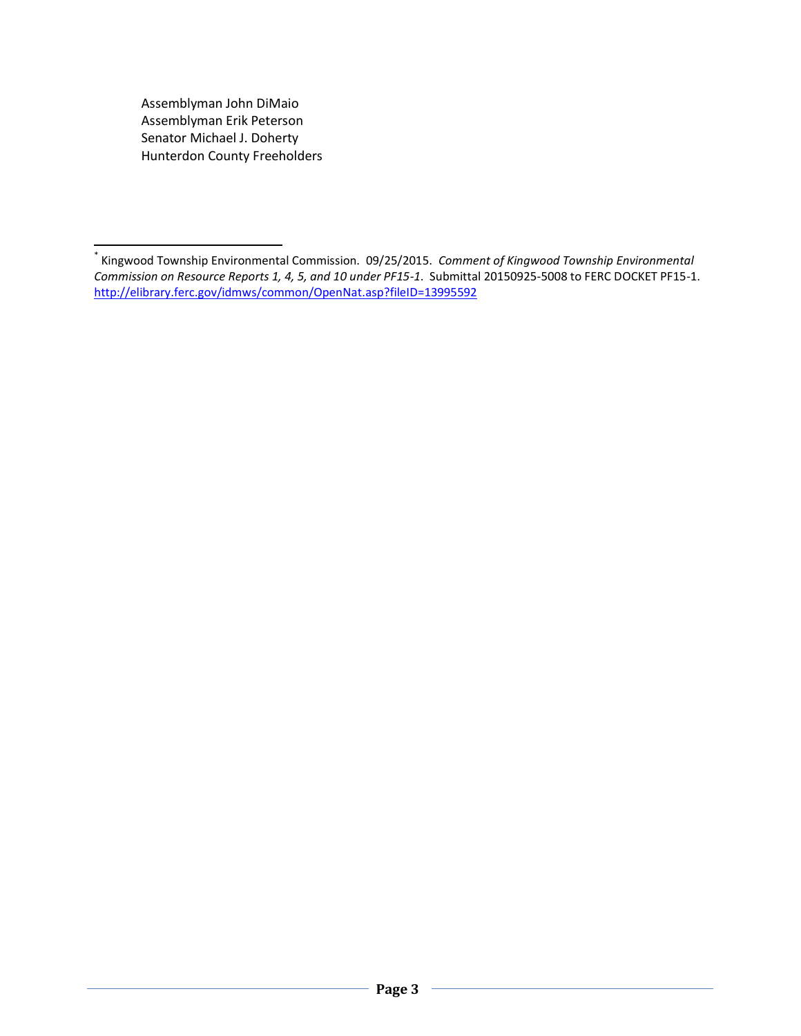Assemblyman John DiMaio
Assemblyman Erik Peterson
Senator Michael J. Doherty
Hunterdon County Freeholders

---

* Kingwood Township Environmental Commission. 09/25/2015. *Comment of Kingwood Township Environmental Commission on Resource Reports 1, 4, 5, and 10 under PF15-1*. Submittal 20150925-5008 to FERC DOCKET PF15-1. http://elibrary.ferc.gov/idmws/common/OpenNat.asp?fileID=13995592